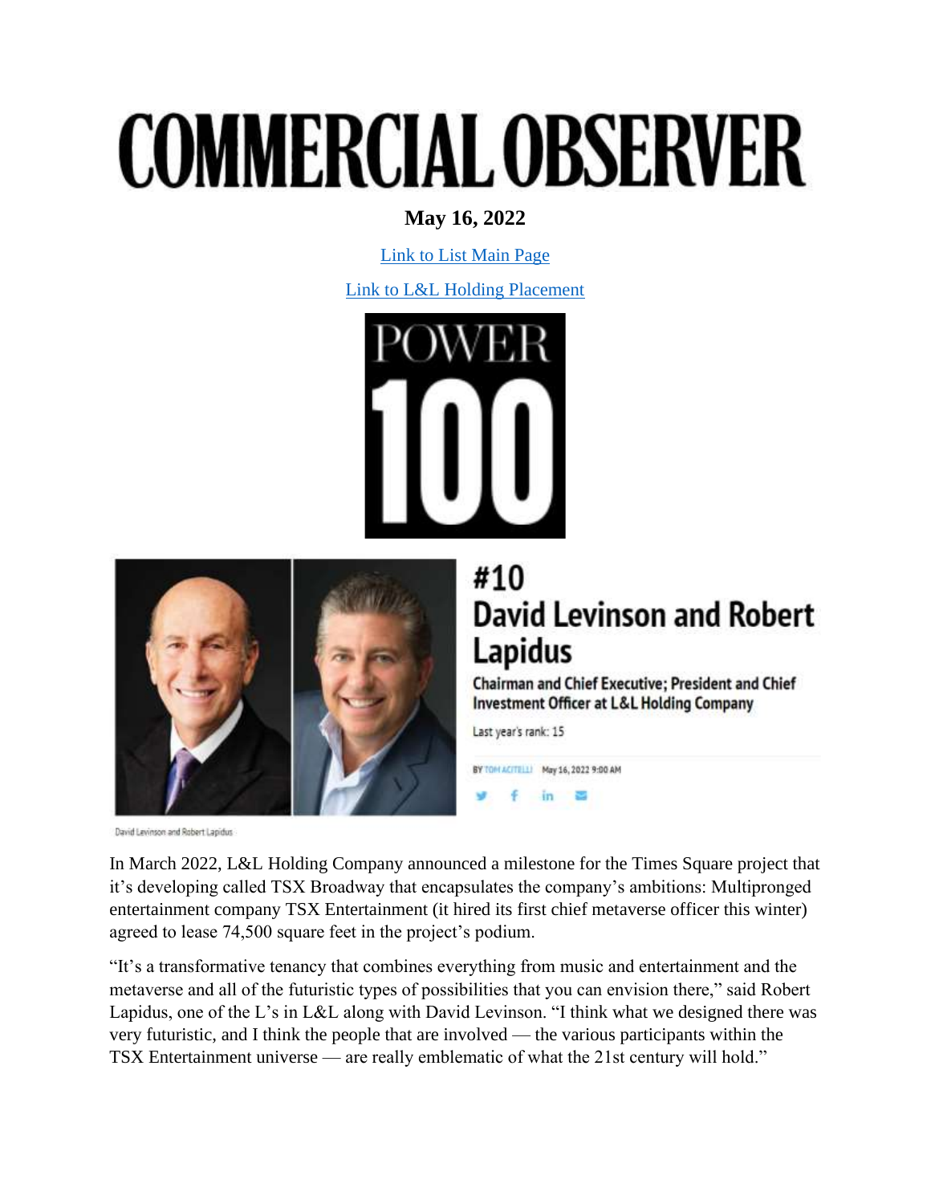# COMMERCIAL OBSERVER

**May 16, 2022**

Link to List Main Page

Link to L&L Holding Placement

POWER 100

## #10 David Levinson and Robert Lapidus

**Chairman and Chief Executive; President and Chief Investment Officer at L&L Holding Company**

Last year's rank: 15

BY TOM ACITELLI May 16, 2022 9:00 AM

David Levinson and Robert Lapidus

In March 2022, L&L Holding Company announced a milestone for the Times Square project that it's developing called TSX Broadway that encapsulates the company's ambitions: Multipronged entertainment company TSX Entertainment (it hired its first chief metaverse officer this winter) agreed to lease 74,500 square feet in the project's podium.

"It's a transformative tenancy that combines everything from music and entertainment and the metaverse and all of the futuristic types of possibilities that you can envision there," said Robert Lapidus, one of the L's in L&L along with David Levinson. "I think what we designed there was very futuristic, and I think the people that are involved — the various participants within the TSX Entertainment universe — are really emblematic of what the 21st century will hold."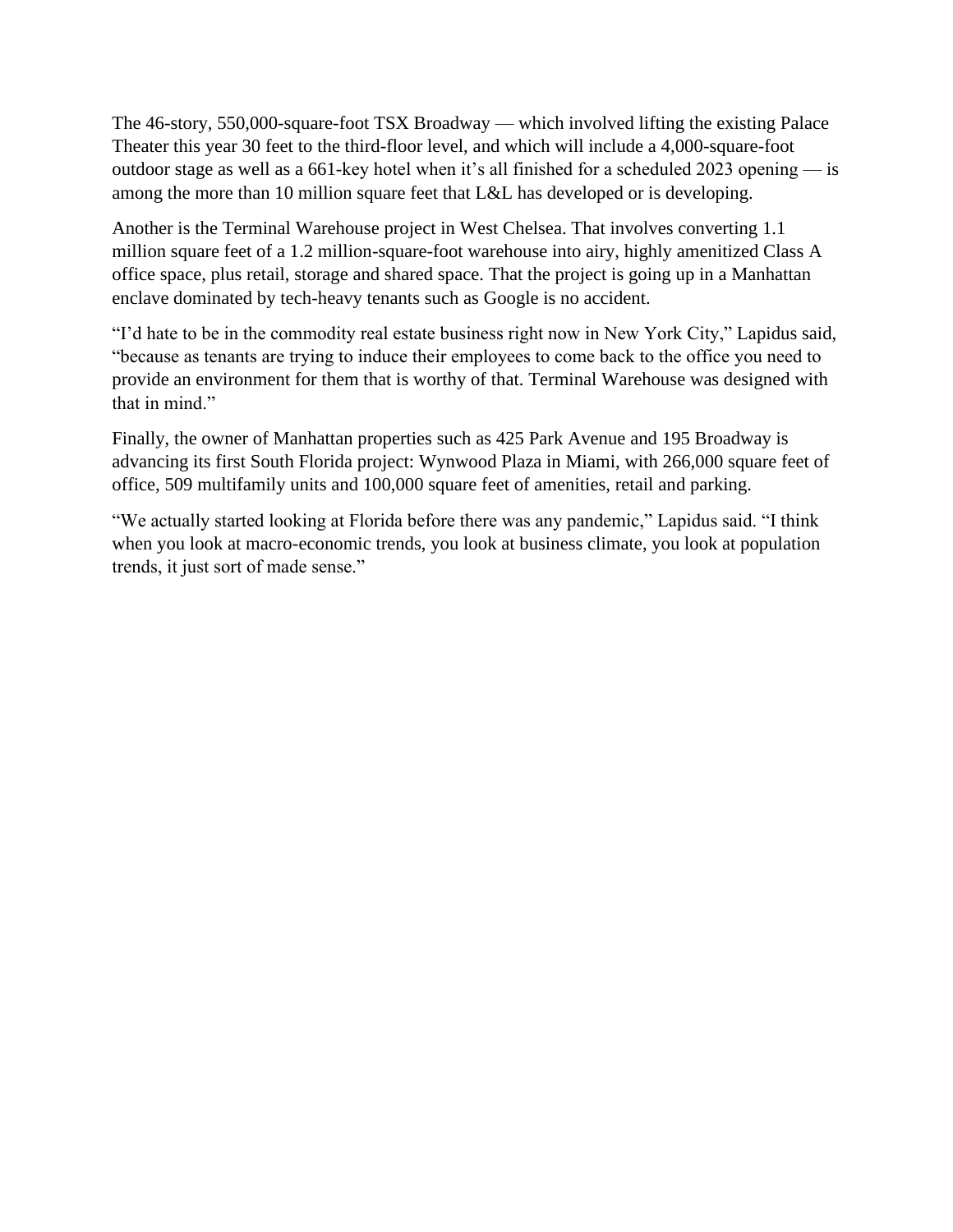The 46-story, 550,000-square-foot TSX Broadway — which involved lifting the existing Palace Theater this year 30 feet to the third-floor level, and which will include a 4,000-square-foot outdoor stage as well as a 661-key hotel when it's all finished for a scheduled 2023 opening — is among the more than 10 million square feet that L&L has developed or is developing.

Another is the Terminal Warehouse project in West Chelsea. That involves converting 1.1 million square feet of a 1.2 million-square-foot warehouse into airy, highly amenitized Class A office space, plus retail, storage and shared space. That the project is going up in a Manhattan enclave dominated by tech-heavy tenants such as Google is no accident.

"I'd hate to be in the commodity real estate business right now in New York City," Lapidus said, "because as tenants are trying to induce their employees to come back to the office you need to provide an environment for them that is worthy of that. Terminal Warehouse was designed with that in mind."

Finally, the owner of Manhattan properties such as 425 Park Avenue and 195 Broadway is advancing its first South Florida project: Wynwood Plaza in Miami, with 266,000 square feet of office, 509 multifamily units and 100,000 square feet of amenities, retail and parking.

"We actually started looking at Florida before there was any pandemic," Lapidus said. "I think when you look at macro-economic trends, you look at business climate, you look at population trends, it just sort of made sense."